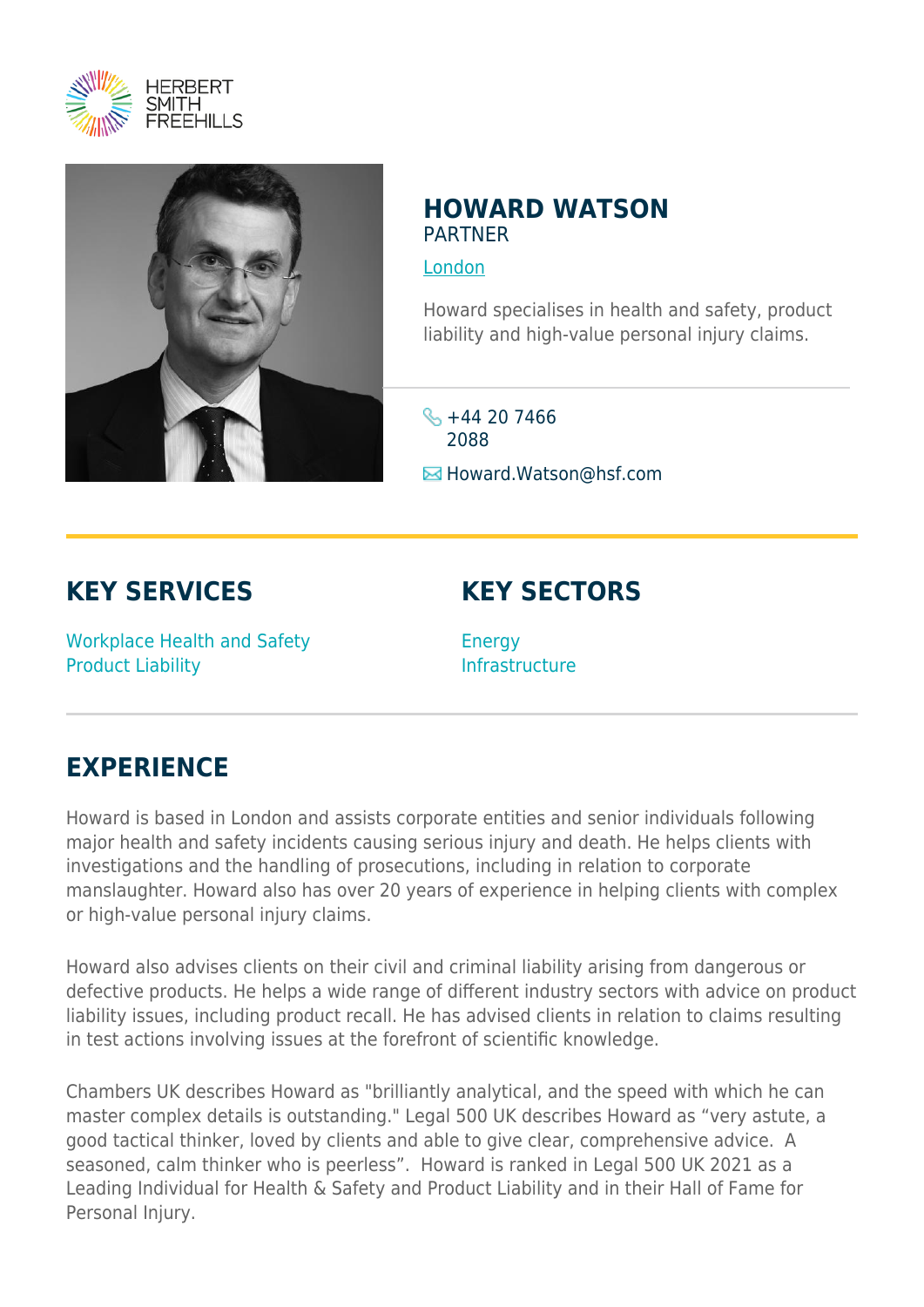# HOWARD WATSON

PARTNER

London

Howard specialises in health and safety, product liability and high-value personal injury claims.

+44 20 7466 2088

Howard.Watson@hsf.com

## KEY SERVICES

Workplace Health and Safety
Product Liability

## KEY SECTORS

Energy
Infrastructure

## EXPERIENCE

Howard is based in London and assists corporate entities and senior individuals following major health and safety incidents causing serious injury and death. He helps clients with investigations and the handling of prosecutions, including in relation to corporate manslaughter. Howard also has over 20 years of experience in helping clients with complex or high-value personal injury claims.

Howard also advises clients on their civil and criminal liability arising from dangerous or defective products. He helps a wide range of different industry sectors with advice on product liability issues, including product recall. He has advised clients in relation to claims resulting in test actions involving issues at the forefront of scientific knowledge.

Chambers UK describes Howard as "brilliantly analytical, and the speed with which he can master complex details is outstanding." Legal 500 UK describes Howard as “very astute, a good tactical thinker, loved by clients and able to give clear, comprehensive advice. A seasoned, calm thinker who is peerless”. Howard is ranked in Legal 500 UK 2021 as a Leading Individual for Health & Safety and Product Liability and in their Hall of Fame for Personal Injury.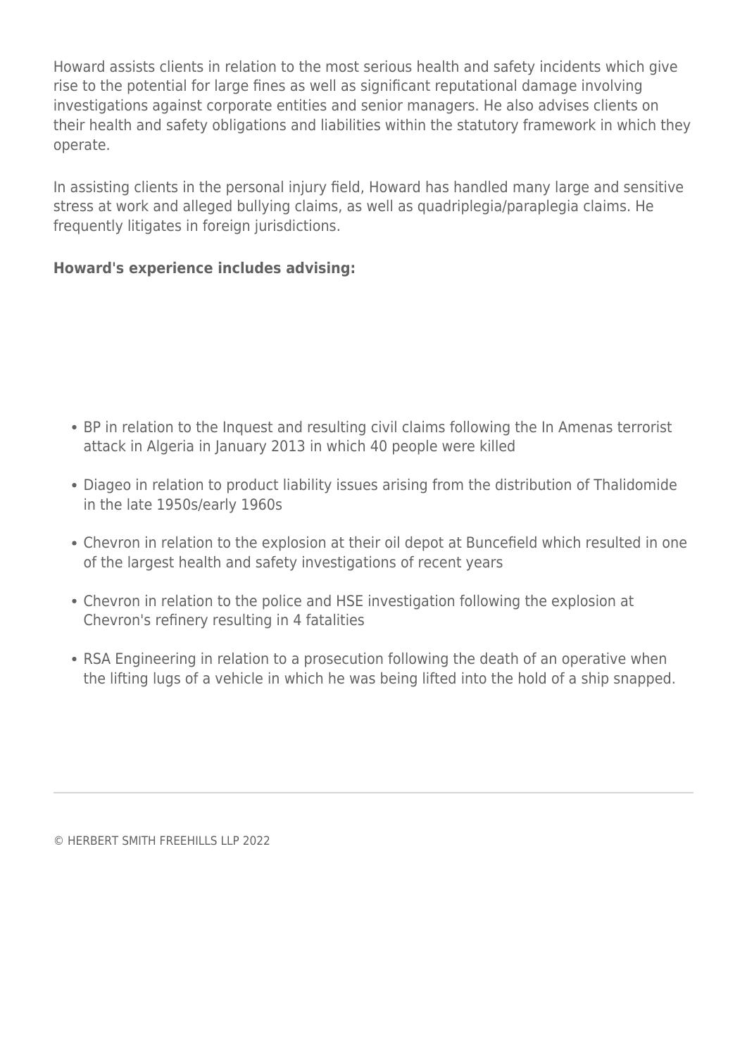Howard assists clients in relation to the most serious health and safety incidents which give rise to the potential for large fines as well as significant reputational damage involving investigations against corporate entities and senior managers. He also advises clients on their health and safety obligations and liabilities within the statutory framework in which they operate.

In assisting clients in the personal injury field, Howard has handled many large and sensitive stress at work and alleged bullying claims, as well as quadriplegia/paraplegia claims. He frequently litigates in foreign jurisdictions.

**Howard's experience includes advising:**

- BP in relation to the Inquest and resulting civil claims following the In Amenas terrorist attack in Algeria in January 2013 in which 40 people were killed
- Diageo in relation to product liability issues arising from the distribution of Thalidomide in the late 1950s/early 1960s
- Chevron in relation to the explosion at their oil depot at Buncefield which resulted in one of the largest health and safety investigations of recent years
- Chevron in relation to the police and HSE investigation following the explosion at Chevron's refinery resulting in 4 fatalities
- RSA Engineering in relation to a prosecution following the death of an operative when the lifting lugs of a vehicle in which he was being lifted into the hold of a ship snapped.

© HERBERT SMITH FREEHILLS LLP 2022